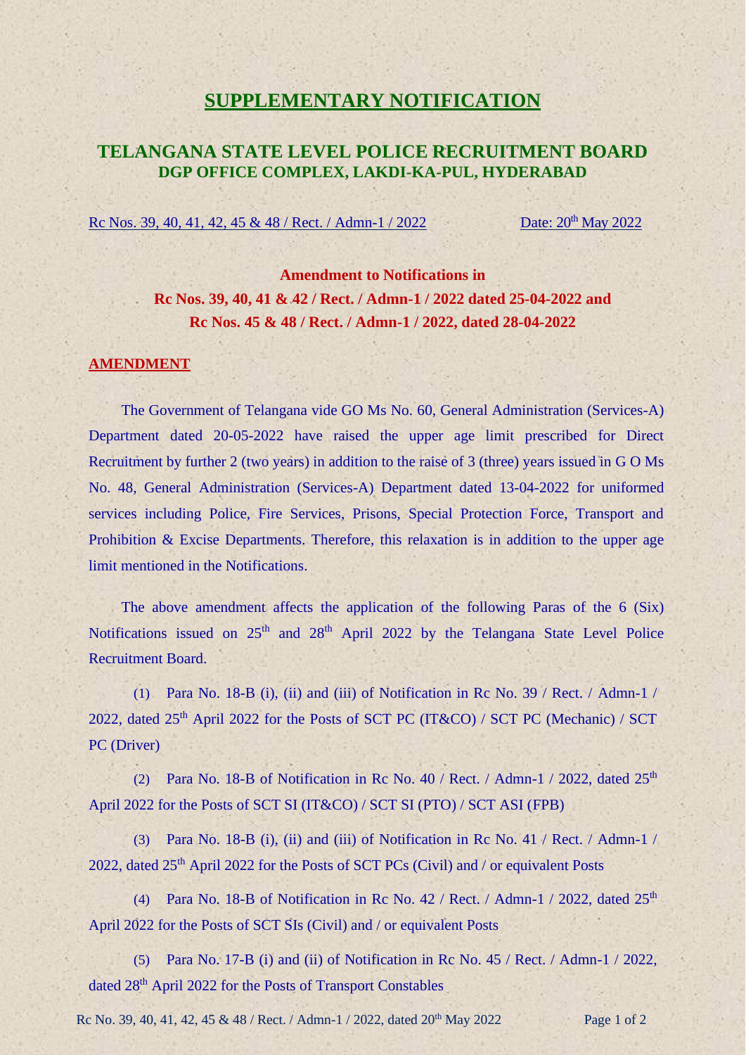# SUPPLEMENTARY NOTIFICATION

## TELANGANA STATE LEVEL POLICE RECRUITMENT BOARD
### DGP OFFICE COMPLEX, LAKDI-KA-PUL, HYDERABAD

Rc Nos. 39, 40, 41, 42, 45 & 48 / Rect. / Admn-1 / 2022 Date: 20th May 2022

**Amendment to Notifications in**
**Rc Nos. 39, 40, 41 & 42 / Rect. / Admn-1 / 2022 dated 25-04-2022 and**
**Rc Nos. 45 & 48 / Rect. / Admn-1 / 2022, dated 28-04-2022**

**AMENDMENT**

The Government of Telangana vide GO Ms No. 60, General Administration (Services-A) Department dated 20-05-2022 have raised the upper age limit prescribed for Direct Recruitment by further 2 (two years) in addition to the raise of 3 (three) years issued in G O Ms No. 48, General Administration (Services-A) Department dated 13-04-2022 for uniformed services including Police, Fire Services, Prisons, Special Protection Force, Transport and Prohibition & Excise Departments. Therefore, this relaxation is in addition to the upper age limit mentioned in the Notifications.

The above amendment affects the application of the following Paras of the 6 (Six) Notifications issued on 25th and 28th April 2022 by the Telangana State Level Police Recruitment Board.

(1) Para No. 18-B (i), (ii) and (iii) of Notification in Rc No. 39 / Rect. / Admn-1 / 2022, dated 25th April 2022 for the Posts of SCT PC (IT&CO) / SCT PC (Mechanic) / SCT PC (Driver)

(2) Para No. 18-B of Notification in Rc No. 40 / Rect. / Admn-1 / 2022, dated 25th April 2022 for the Posts of SCT SI (IT&CO) / SCT SI (PTO) / SCT ASI (FPB)

(3) Para No. 18-B (i), (ii) and (iii) of Notification in Rc No. 41 / Rect. / Admn-1 / 2022, dated 25th April 2022 for the Posts of SCT PCs (Civil) and / or equivalent Posts

(4) Para No. 18-B of Notification in Rc No. 42 / Rect. / Admn-1 / 2022, dated 25th April 2022 for the Posts of SCT SIs (Civil) and / or equivalent Posts

(5) Para No. 17-B (i) and (ii) of Notification in Rc No. 45 / Rect. / Admn-1 / 2022, dated 28th April 2022 for the Posts of Transport Constables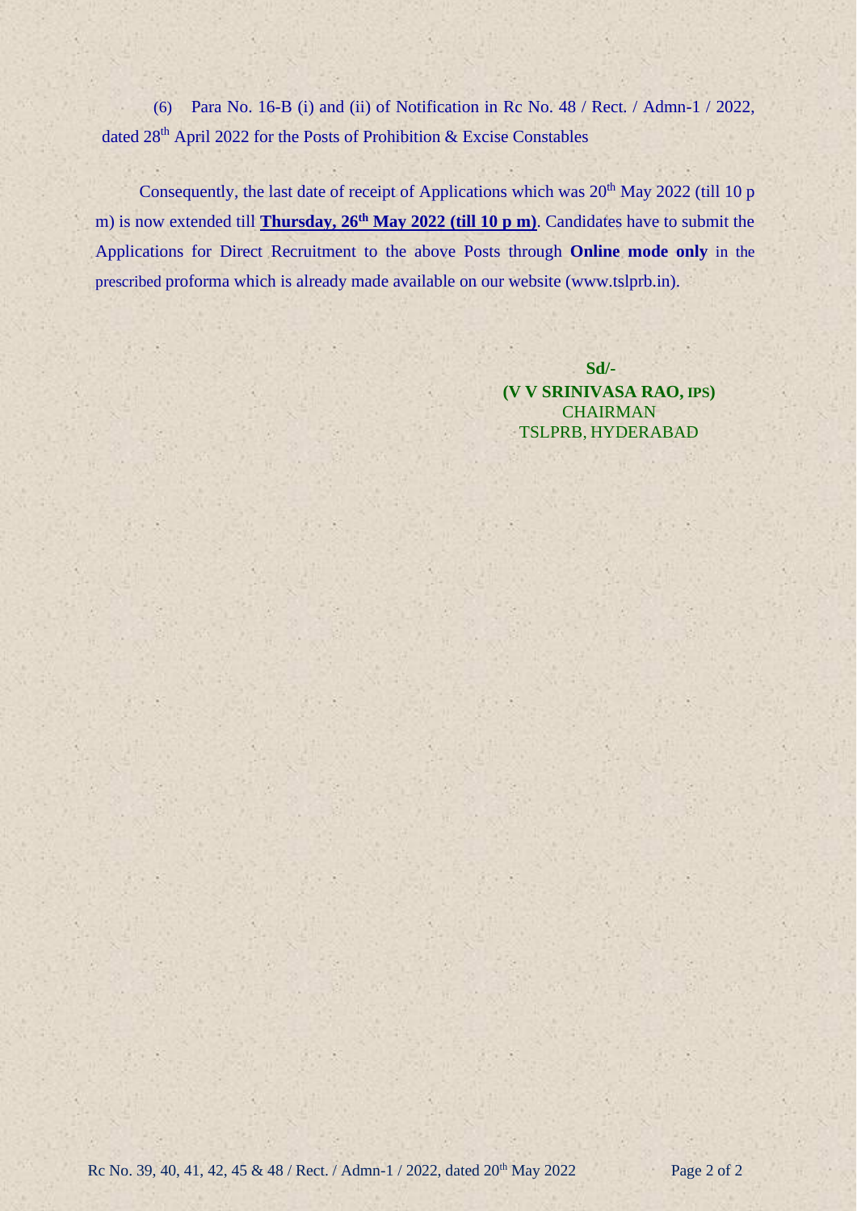(6) Para No. 16-B (i) and (ii) of Notification in Rc No. 48 / Rect. / Admn-1 / 2022, dated 28th April 2022 for the Posts of Prohibition & Excise Constables

Consequently, the last date of receipt of Applications which was 20th May 2022 (till 10 p m) is now extended till **Thursday, 26th May 2022 (till 10 p m)**. Candidates have to submit the Applications for Direct Recruitment to the above Posts through **Online mode only** in the prescribed proforma which is already made available on our website (www.tslprb.in).

**Sd/-**
**(V V SRINIVASA RAO, IPS)**
CHAIRMAN
TSLPRB, HYDERABAD

Rc No. 39, 40, 41, 42, 45 & 48 / Rect. / Admn-1 / 2022, dated 20th May 2022